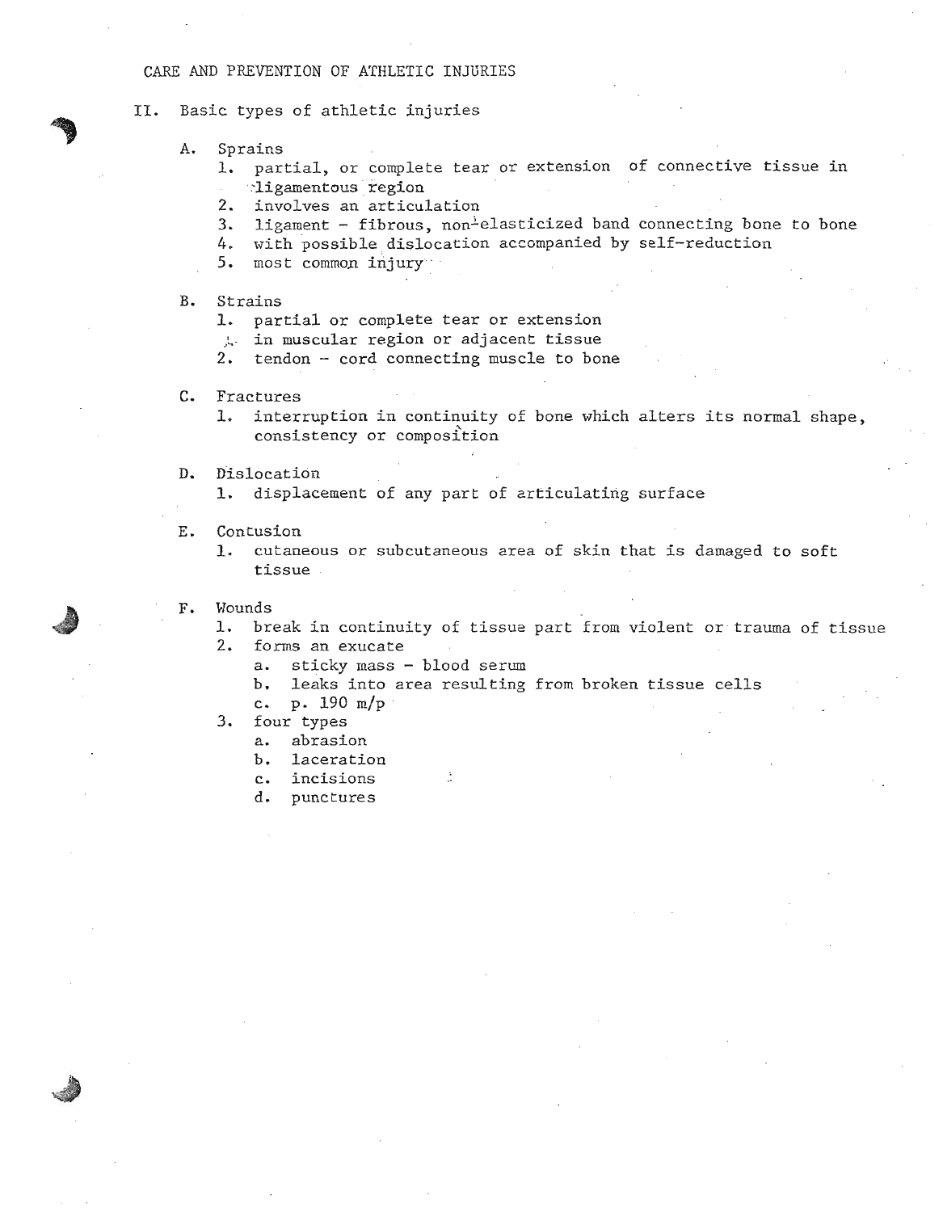# CARE AND PREVENTION OF ATHLETIC INJURIES

## II. Basic types of athletic injuries

A. Sprains
   1. partial, or complete tear or extension of connective tissue in ligamentous region
   2. involves an articulation
   3. ligament - fibrous, non-elasticized band connecting bone to bone
   4. with possible dislocation accompanied by self-reduction
   5. most common injury

B. Strains
   1. partial or complete tear or extension in muscular region or adjacent tissue
   2. tendon - cord connecting muscle to bone

C. Fractures
   1. interruption in continuity of bone which alters its normal shape, consistency or composition

D. Dislocation
   1. displacement of any part of articulating surface

E. Contusion
   1. cutaneous or subcutaneous area of skin that is damaged to soft tissue

F. Wounds
   1. break in continuity of tissue part from violent or trauma of tissue
   2. forms an exucate
      a. sticky mass - blood serum
      b. leaks into area resulting from broken tissue cells
      c. p. 190 m/p
   3. four types
      a. abrasion
      b. laceration
      c. incisions
      d. punctures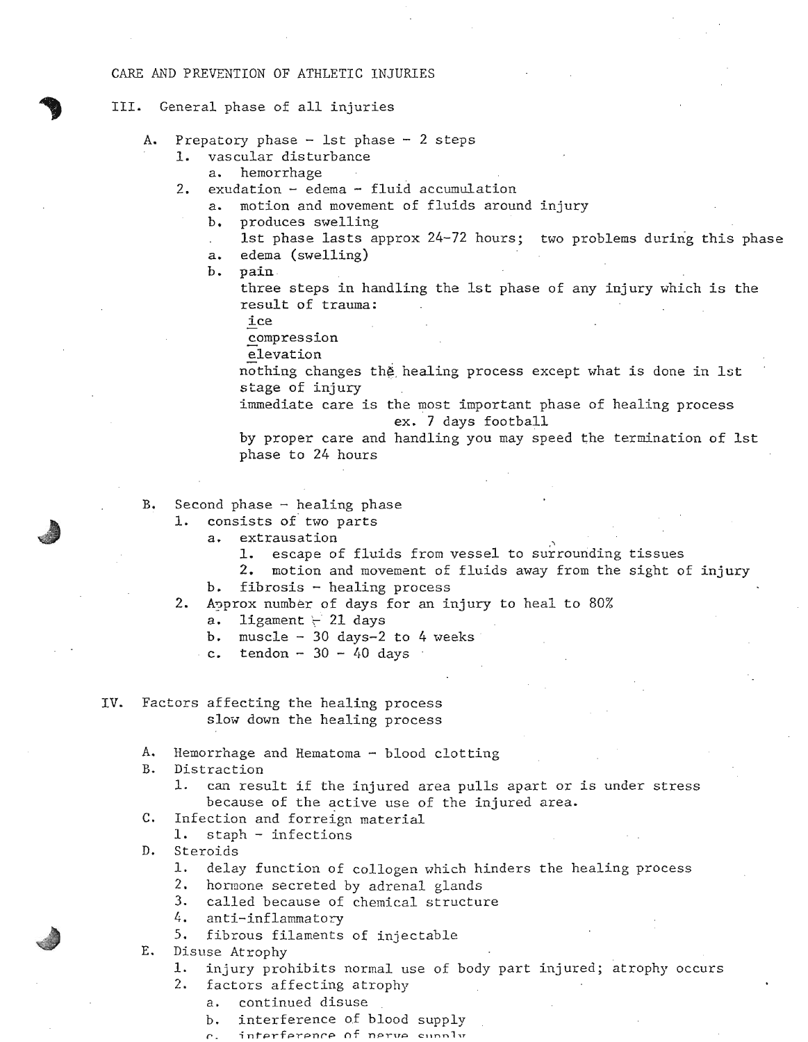CARE AND PREVENTION OF ATHLETIC INJURIES

III. General phase of all injuries

- A. Prepatory phase - 1st phase - 2 steps
  1. vascular disturbance
     - a. hemorrhage
  2. exudation - edema - fluid accumulation
     - a. motion and movement of fluids around injury
     - b. produces swelling

     1st phase lasts approx 24-72 hours; two problems during this phase
     - a. edema (swelling)
     - b. pain

       three steps in handling the 1st phase of any injury which is the result of trauma:

       ice
       compression
       elevation

       nothing changes the healing process except what is done in 1st stage of injury

       immediate care is the most important phase of healing process
       ex. 7 days football

       by proper care and handling you may speed the termination of 1st phase to 24 hours

- B. Second phase - healing phase
  1. consists of two parts
     - a. extrausation
       1. escape of fluids from vessel to surrounding tissues
       2. motion and movement of fluids away from the sight of injury
     - b. fibrosis - healing process
  2. Approx number of days for an injury to heal to 80%
     - a. ligament - 21 days
     - b. muscle - 30 days-2 to 4 weeks
     - c. tendon - 30 - 40 days

IV. Factors affecting the healing process
slow down the healing process

- A. Hemorrhage and Hematoma - blood clotting
- B. Distraction
  1. can result if the injured area pulls apart or is under stress because of the active use of the injured area.
- C. Infection and forreign material
  1. staph - infections
- D. Steroids
  1. delay function of collogen which hinders the healing process
  2. hormone secreted by adrenal glands
  3. called because of chemical structure
  4. anti-inflammatory
  5. fibrous filaments of injectable
- E. Disuse Atrophy
  1. injury prohibits normal use of body part injured; atrophy occurs
  2. factors affecting atrophy
     - a. continued disuse
     - b. interference of blood supply
     - c. interference of nerve supply